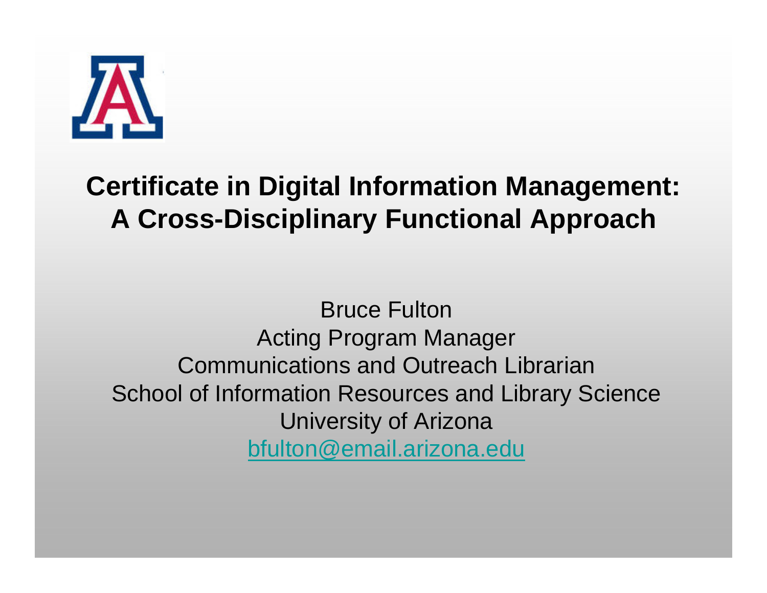# Certificate in Digital Information Management: A Cross-Disciplinary Functional Approach

Bruce Fulton
Acting Program Manager
Communications and Outreach Librarian
School of Information Resources and Library Science
University of Arizona
bfulton@email.arizona.edu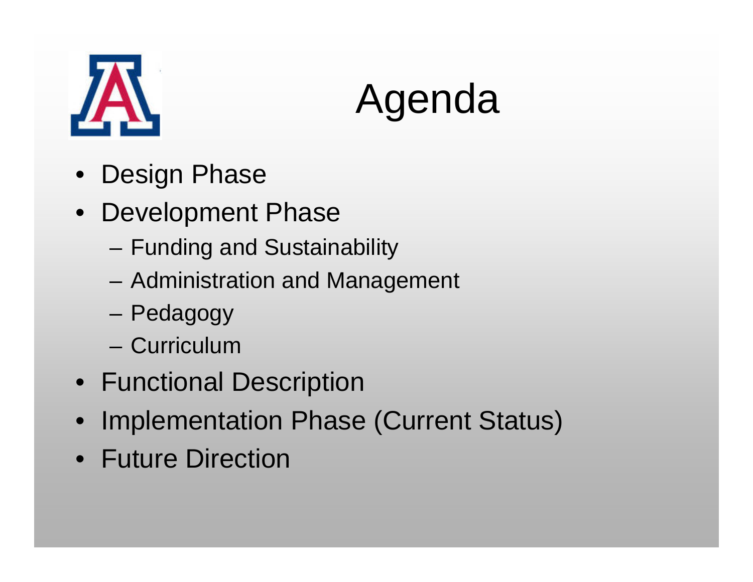# Agenda

- Design Phase
- Development Phase
  - Funding and Sustainability
  - Administration and Management
  - Pedagogy
  - Curriculum
- Functional Description
- Implementation Phase (Current Status)
- Future Direction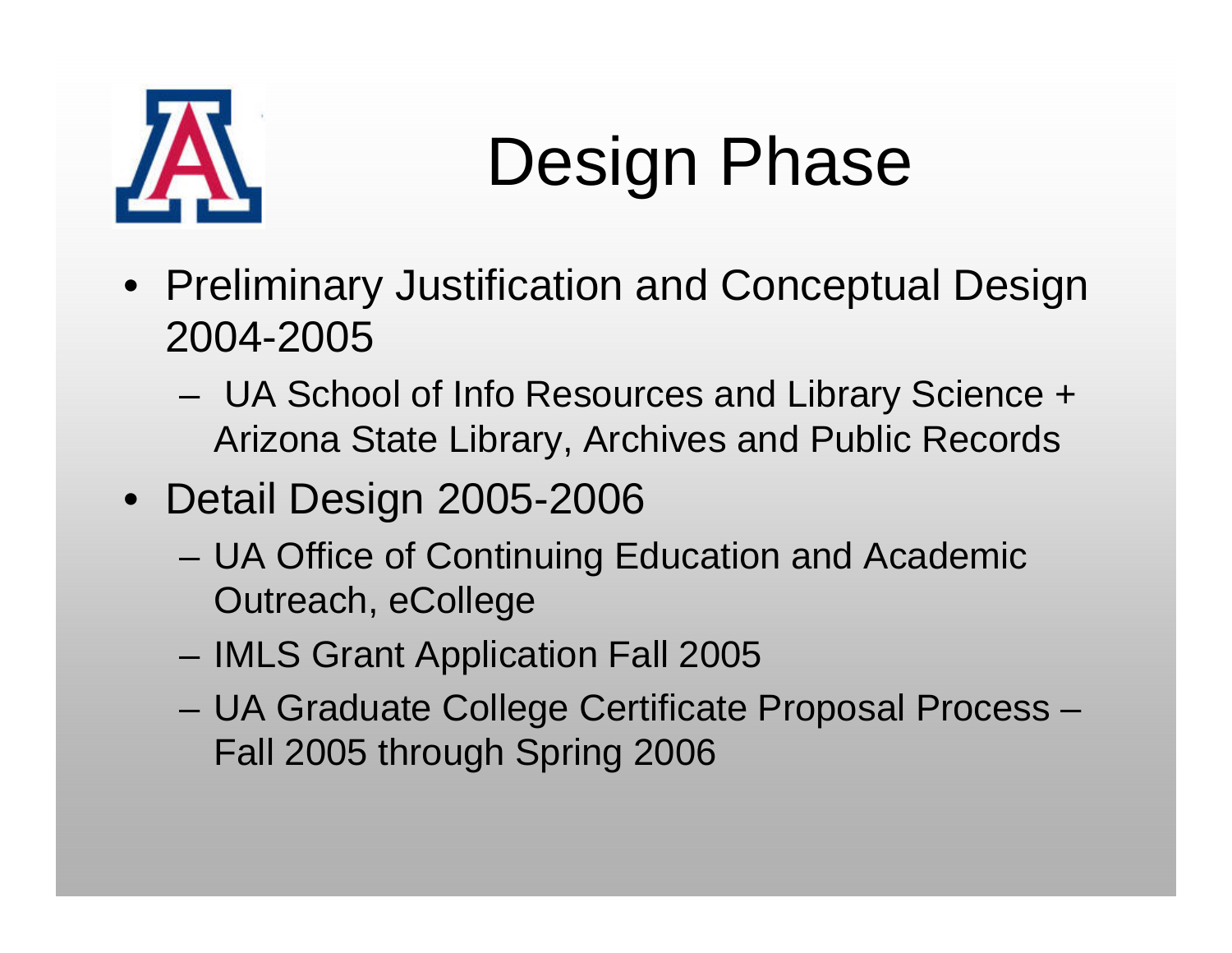# Design Phase

- Preliminary Justification and Conceptual Design 2004-2005
  - UA School of Info Resources and Library Science + Arizona State Library, Archives and Public Records
- Detail Design 2005-2006
  - UA Office of Continuing Education and Academic Outreach, eCollege
  - IMLS Grant Application Fall 2005
  - UA Graduate College Certificate Proposal Process – Fall 2005 through Spring 2006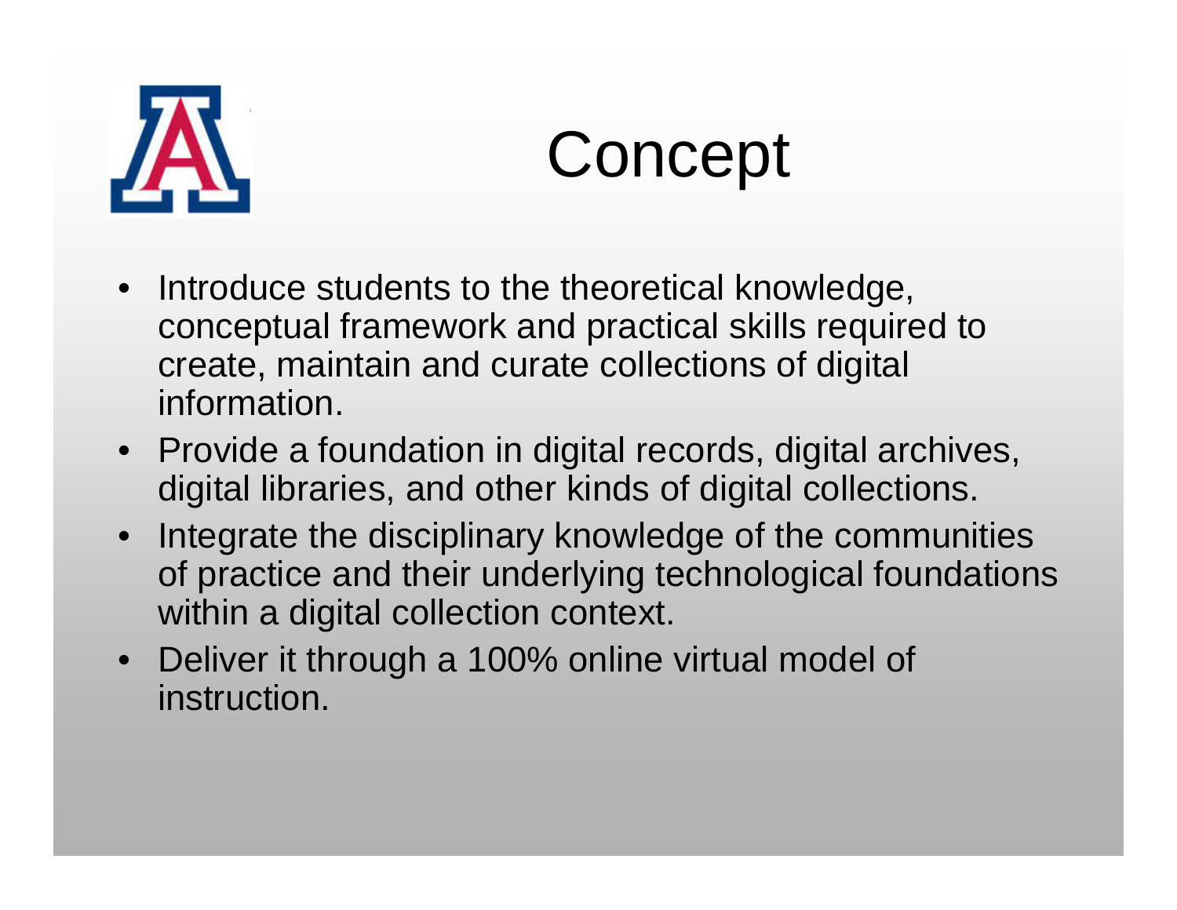# Concept

- Introduce students to the theoretical knowledge, conceptual framework and practical skills required to create, maintain and curate collections of digital information.
- Provide a foundation in digital records, digital archives, digital libraries, and other kinds of digital collections.
- Integrate the disciplinary knowledge of the communities of practice and their underlying technological foundations within a digital collection context.
- Deliver it through a 100% online virtual model of instruction.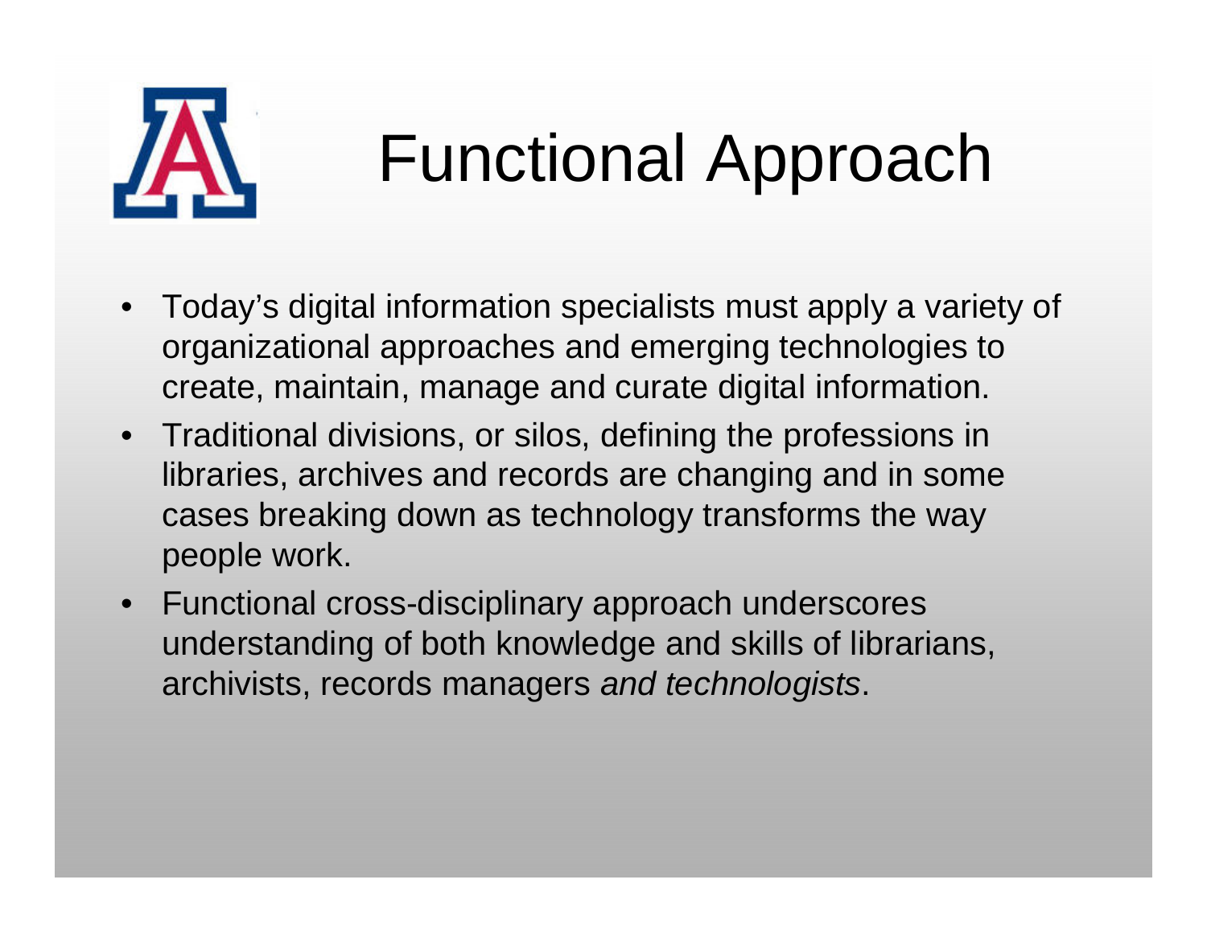# Functional Approach

- Today's digital information specialists must apply a variety of organizational approaches and emerging technologies to create, maintain, manage and curate digital information.
- Traditional divisions, or silos, defining the professions in libraries, archives and records are changing and in some cases breaking down as technology transforms the way people work.
- Functional cross-disciplinary approach underscores understanding of both knowledge and skills of librarians, archivists, records managers *and technologists*.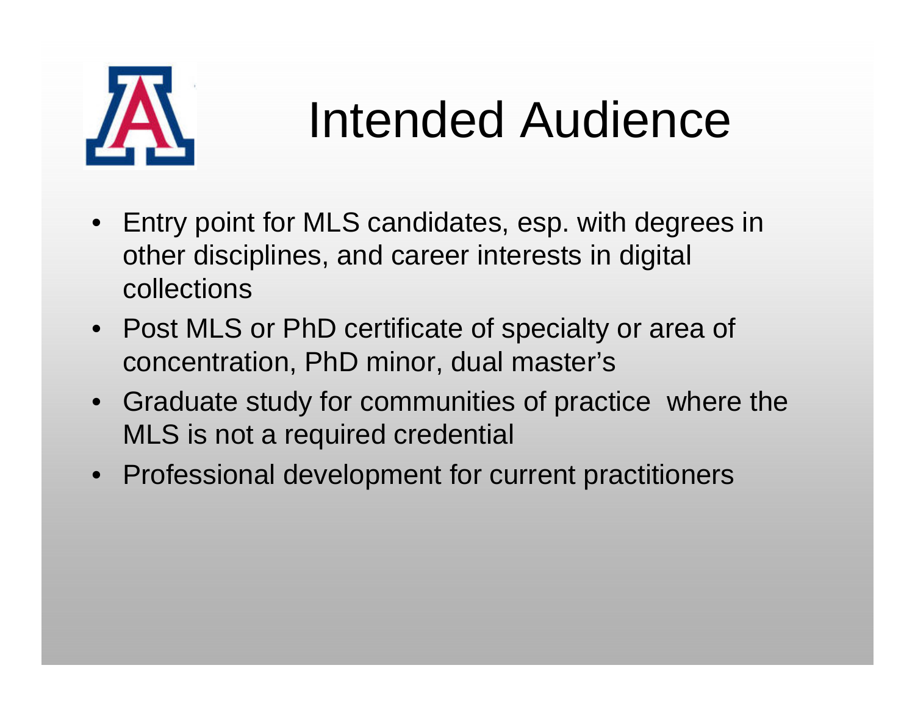# Intended Audience

- Entry point for MLS candidates, esp. with degrees in other disciplines, and career interests in digital collections
- Post MLS or PhD certificate of specialty or area of concentration, PhD minor, dual master's
- Graduate study for communities of practice where the MLS is not a required credential
- Professional development for current practitioners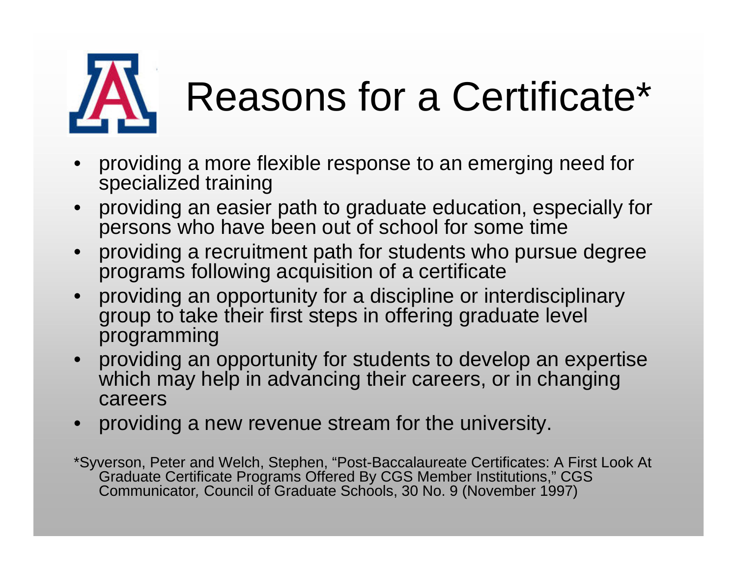# Reasons for a Certificate*

- providing a more flexible response to an emerging need for specialized training
- providing an easier path to graduate education, especially for persons who have been out of school for some time
- providing a recruitment path for students who pursue degree programs following acquisition of a certificate
- providing an opportunity for a discipline or interdisciplinary group to take their first steps in offering graduate level programming
- providing an opportunity for students to develop an expertise which may help in advancing their careers, or in changing careers
- providing a new revenue stream for the university.

*Syverson, Peter and Welch, Stephen, "Post-Baccalaureate Certificates: A First Look At Graduate Certificate Programs Offered By CGS Member Institutions," CGS Communicator*,* Council of Graduate Schools, 30 No. 9 (November 1997)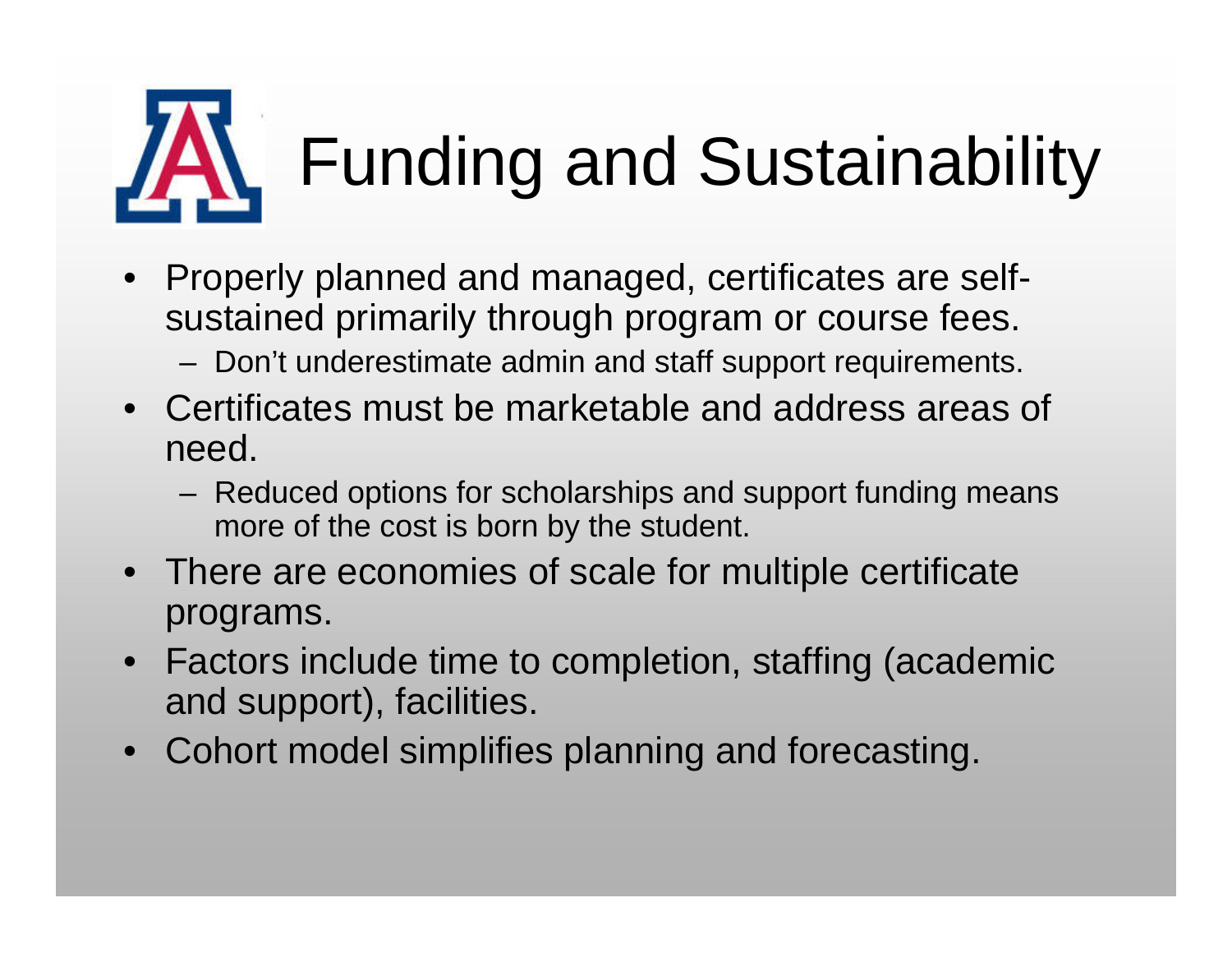# Funding and Sustainability

- Properly planned and managed, certificates are self-sustained primarily through program or course fees.
  - Don't underestimate admin and staff support requirements.
- Certificates must be marketable and address areas of need.
  - Reduced options for scholarships and support funding means more of the cost is born by the student.
- There are economies of scale for multiple certificate programs.
- Factors include time to completion, staffing (academic and support), facilities.
- Cohort model simplifies planning and forecasting.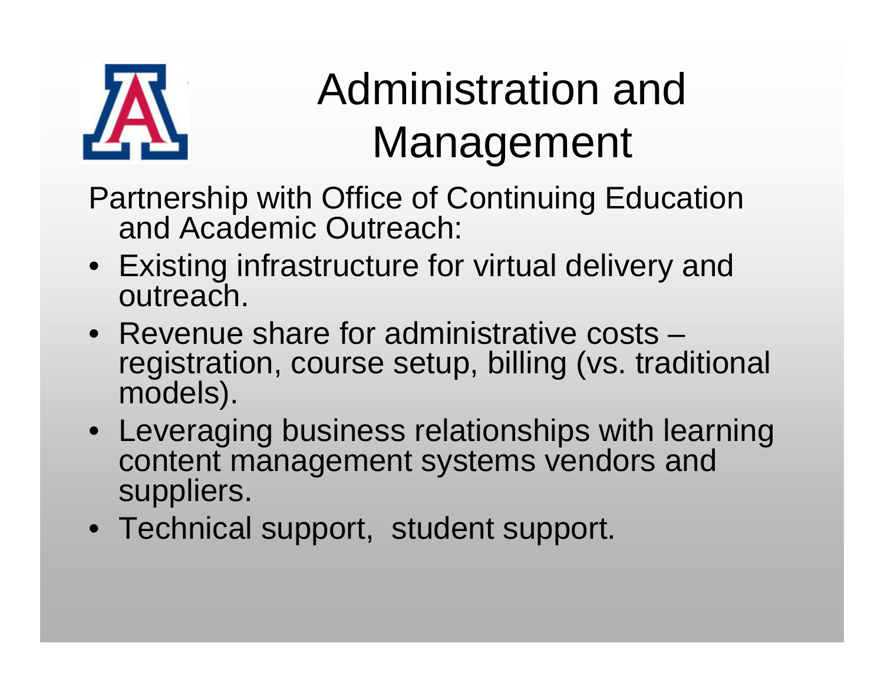# Administration and Management

Partnership with Office of Continuing Education and Academic Outreach:

- Existing infrastructure for virtual delivery and outreach.
- Revenue share for administrative costs – registration, course setup, billing (vs. traditional models).
- Leveraging business relationships with learning content management systems vendors and suppliers.
- Technical support, student support.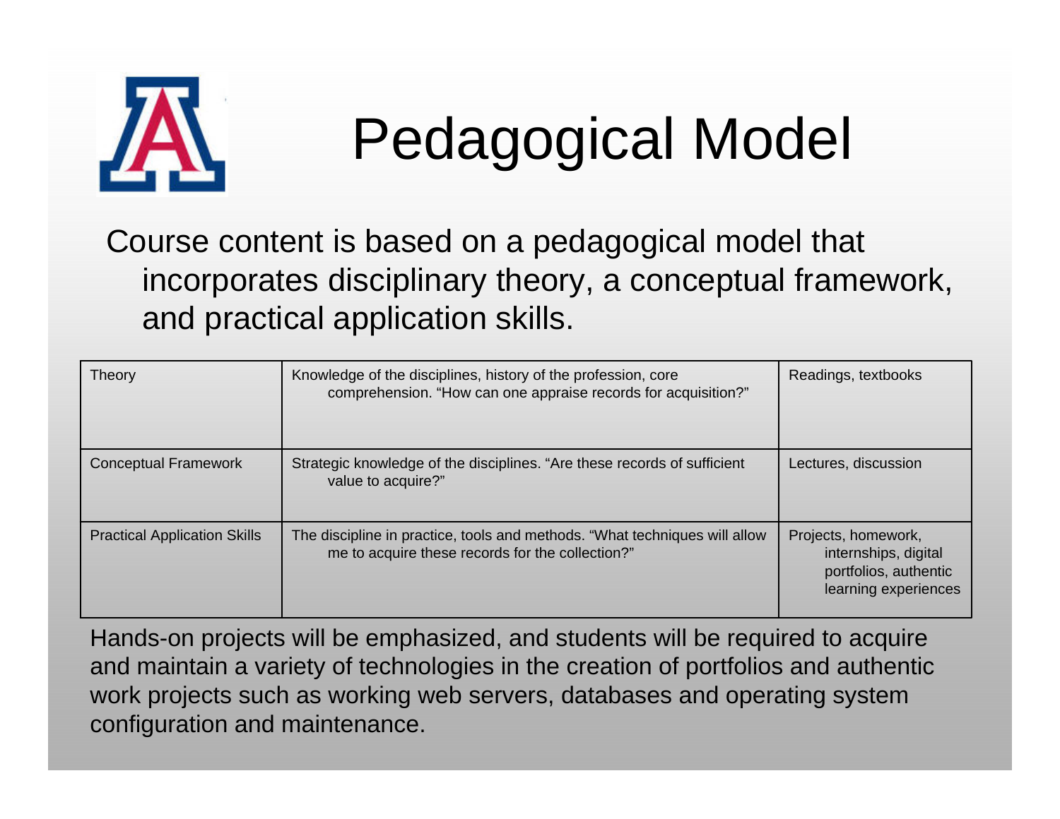# Pedagogical Model

Course content is based on a pedagogical model that incorporates disciplinary theory, a conceptual framework, and practical application skills.

| | | |
|---|---|---|
| Theory | Knowledge of the disciplines, history of the profession, core comprehension. "How can one appraise records for acquisition?" | Readings, textbooks |
| Conceptual Framework | Strategic knowledge of the disciplines. "Are these records of sufficient value to acquire?" | Lectures, discussion |
| Practical Application Skills | The discipline in practice, tools and methods. "What techniques will allow me to acquire these records for the collection?" | Projects, homework, internships, digital portfolios, authentic learning experiences |

Hands-on projects will be emphasized, and students will be required to acquire and maintain a variety of technologies in the creation of portfolios and authentic work projects such as working web servers, databases and operating system configuration and maintenance.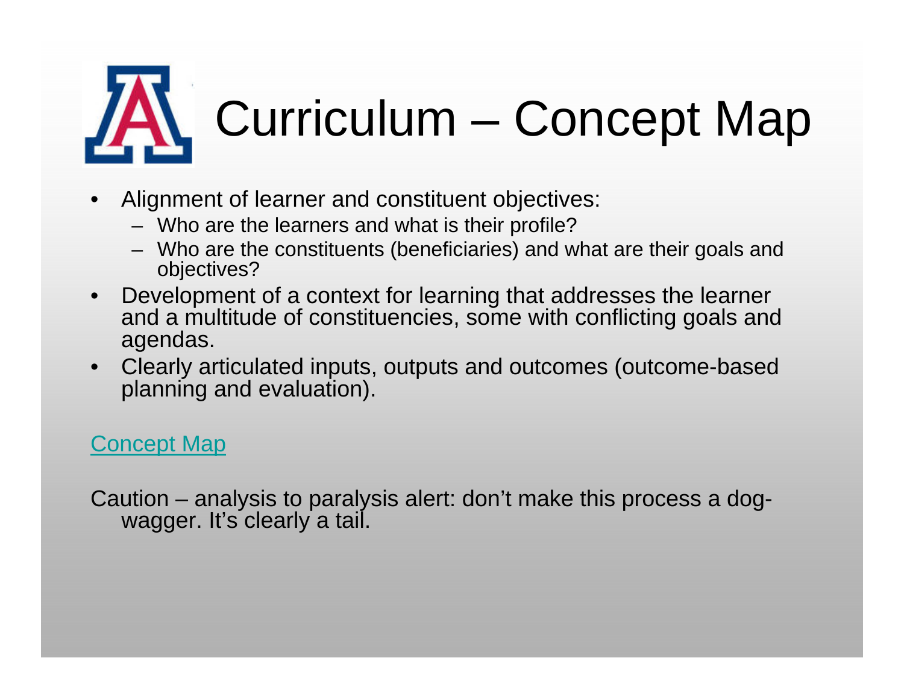# Curriculum – Concept Map

- Alignment of learner and constituent objectives:
  - Who are the learners and what is their profile?
  - Who are the constituents (beneficiaries) and what are their goals and objectives?
- Development of a context for learning that addresses the learner and a multitude of constituencies, some with conflicting goals and agendas.
- Clearly articulated inputs, outputs and outcomes (outcome-based planning and evaluation).

Concept Map

Caution – analysis to paralysis alert: don't make this process a dog-wagger. It's clearly a tail.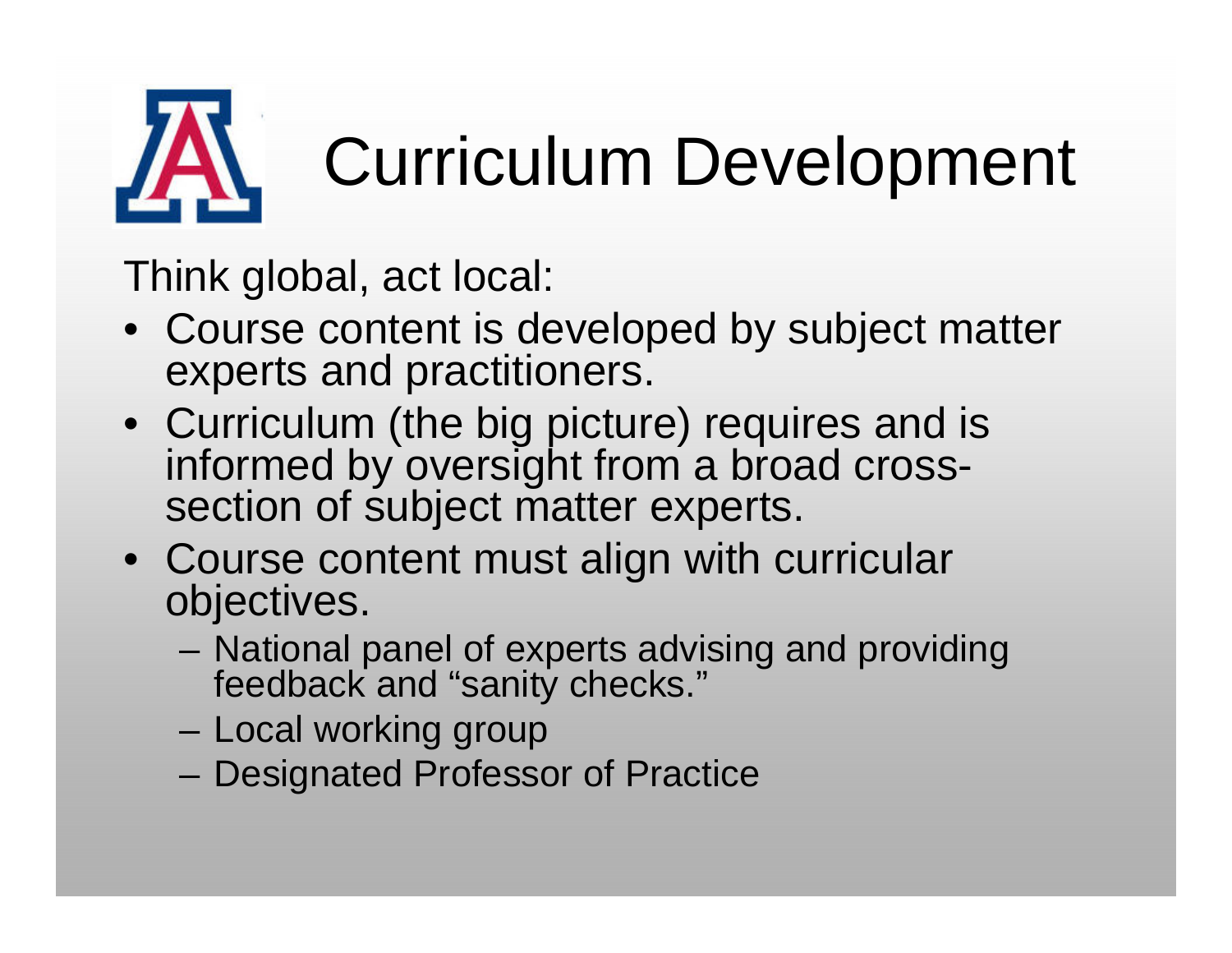# Curriculum Development

Think global, act local:

- Course content is developed by subject matter experts and practitioners.
- Curriculum (the big picture) requires and is informed by oversight from a broad cross-section of subject matter experts.
- Course content must align with curricular objectives.
  - National panel of experts advising and providing feedback and "sanity checks."
  - Local working group
  - Designated Professor of Practice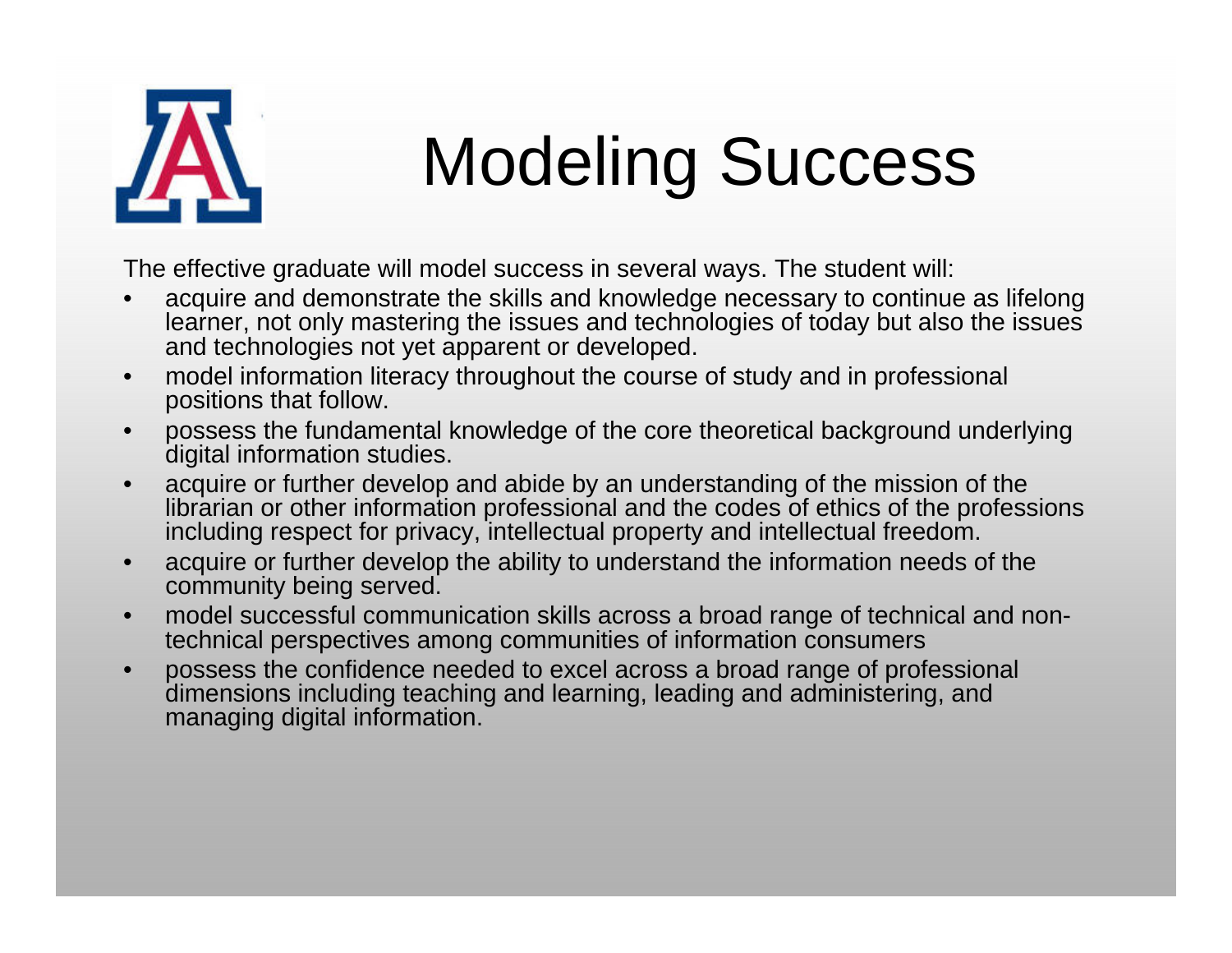# Modeling Success

The effective graduate will model success in several ways. The student will:

- acquire and demonstrate the skills and knowledge necessary to continue as lifelong learner, not only mastering the issues and technologies of today but also the issues and technologies not yet apparent or developed.
- model information literacy throughout the course of study and in professional positions that follow.
- possess the fundamental knowledge of the core theoretical background underlying digital information studies.
- acquire or further develop and abide by an understanding of the mission of the librarian or other information professional and the codes of ethics of the professions including respect for privacy, intellectual property and intellectual freedom.
- acquire or further develop the ability to understand the information needs of the community being served.
- model successful communication skills across a broad range of technical and non-technical perspectives among communities of information consumers
- possess the confidence needed to excel across a broad range of professional dimensions including teaching and learning, leading and administering, and managing digital information.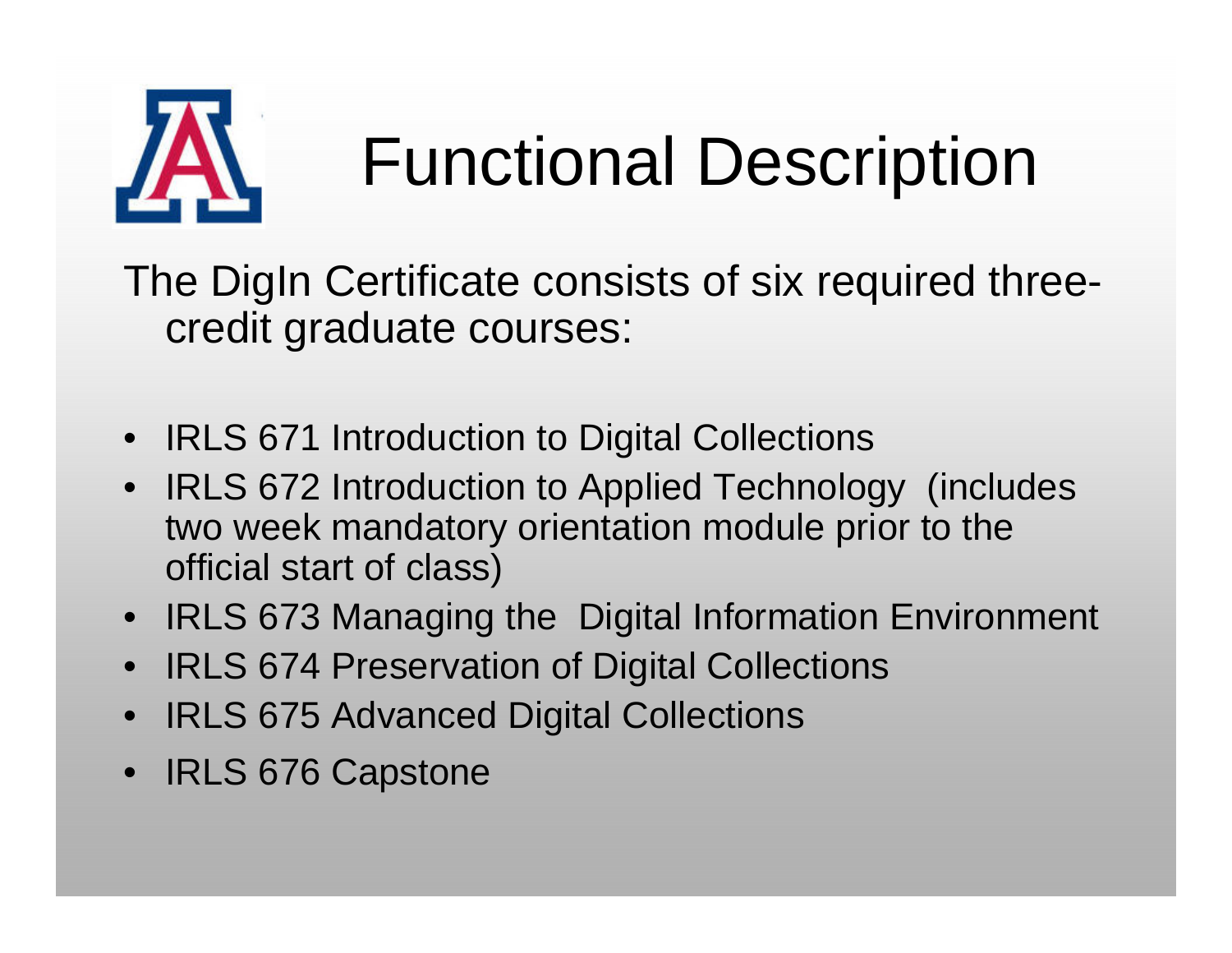# Functional Description

The DigIn Certificate consists of six required three-credit graduate courses:

- IRLS 671 Introduction to Digital Collections
- IRLS 672 Introduction to Applied Technology (includes two week mandatory orientation module prior to the official start of class)
- IRLS 673 Managing the Digital Information Environment
- IRLS 674 Preservation of Digital Collections
- IRLS 675 Advanced Digital Collections
- IRLS 676 Capstone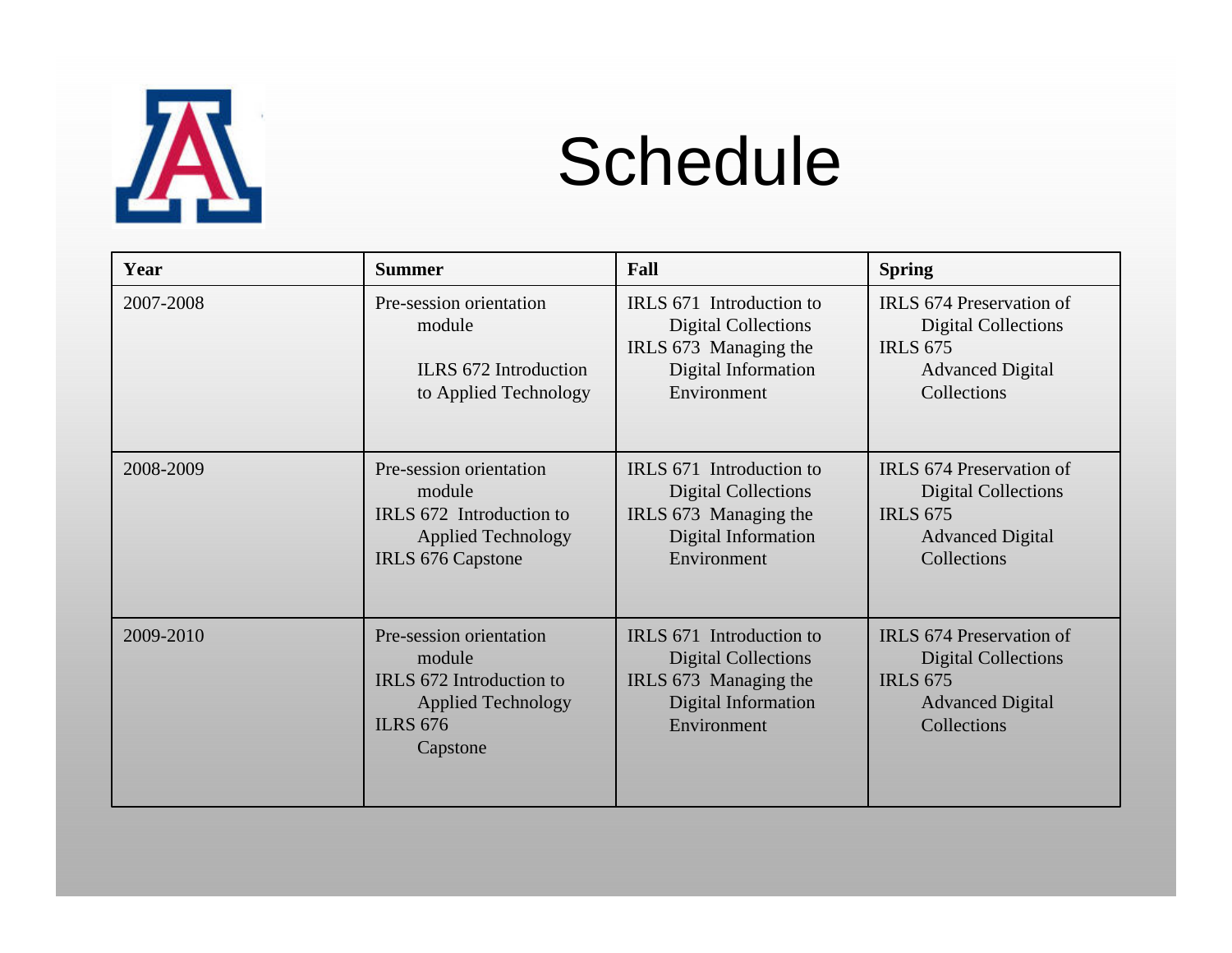# Schedule

| Year | Summer | Fall | Spring |
|---|---|---|---|
| 2007-2008 | Pre-session orientation module<br><br>ILRS 672 Introduction to Applied Technology | IRLS 671 Introduction to Digital Collections<br>IRLS 673 Managing the Digital Information Environment | IRLS 674 Preservation of Digital Collections<br>IRLS 675 Advanced Digital Collections |
| 2008-2009 | Pre-session orientation module<br>IRLS 672 Introduction to Applied Technology<br>IRLS 676 Capstone | IRLS 671 Introduction to Digital Collections<br>IRLS 673 Managing the Digital Information Environment | IRLS 674 Preservation of Digital Collections<br>IRLS 675 Advanced Digital Collections |
| 2009-2010 | Pre-session orientation module<br>IRLS 672 Introduction to Applied Technology<br>ILRS 676 Capstone | IRLS 671 Introduction to Digital Collections<br>IRLS 673 Managing the Digital Information Environment | IRLS 674 Preservation of Digital Collections<br>IRLS 675 Advanced Digital Collections |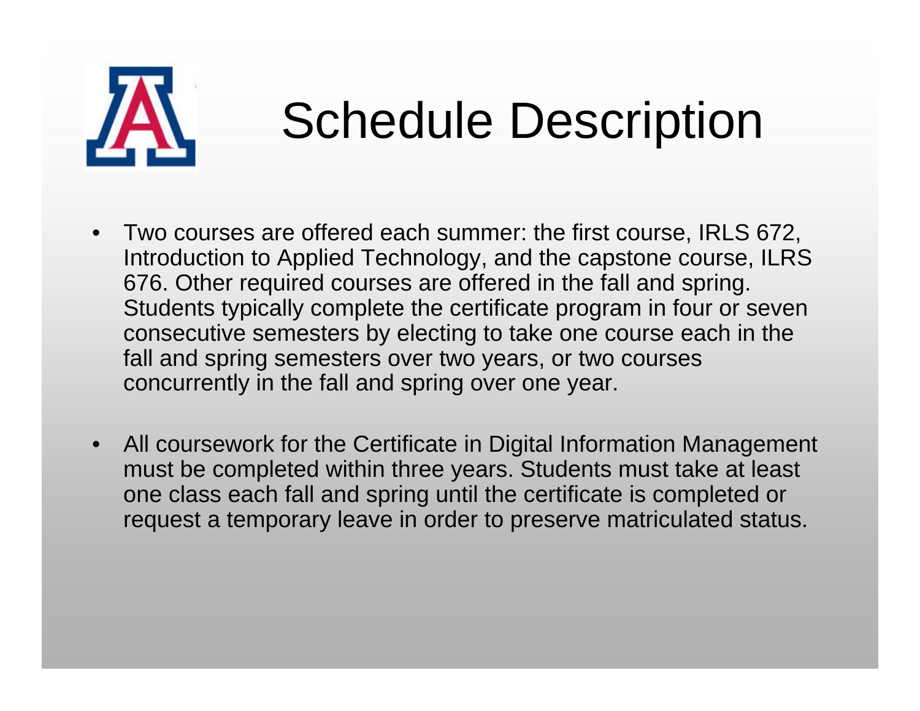# Schedule Description

- Two courses are offered each summer: the first course, IRLS 672, Introduction to Applied Technology, and the capstone course, ILRS 676. Other required courses are offered in the fall and spring. Students typically complete the certificate program in four or seven consecutive semesters by electing to take one course each in the fall and spring semesters over two years, or two courses concurrently in the fall and spring over one year.

- All coursework for the Certificate in Digital Information Management must be completed within three years. Students must take at least one class each fall and spring until the certificate is completed or request a temporary leave in order to preserve matriculated status.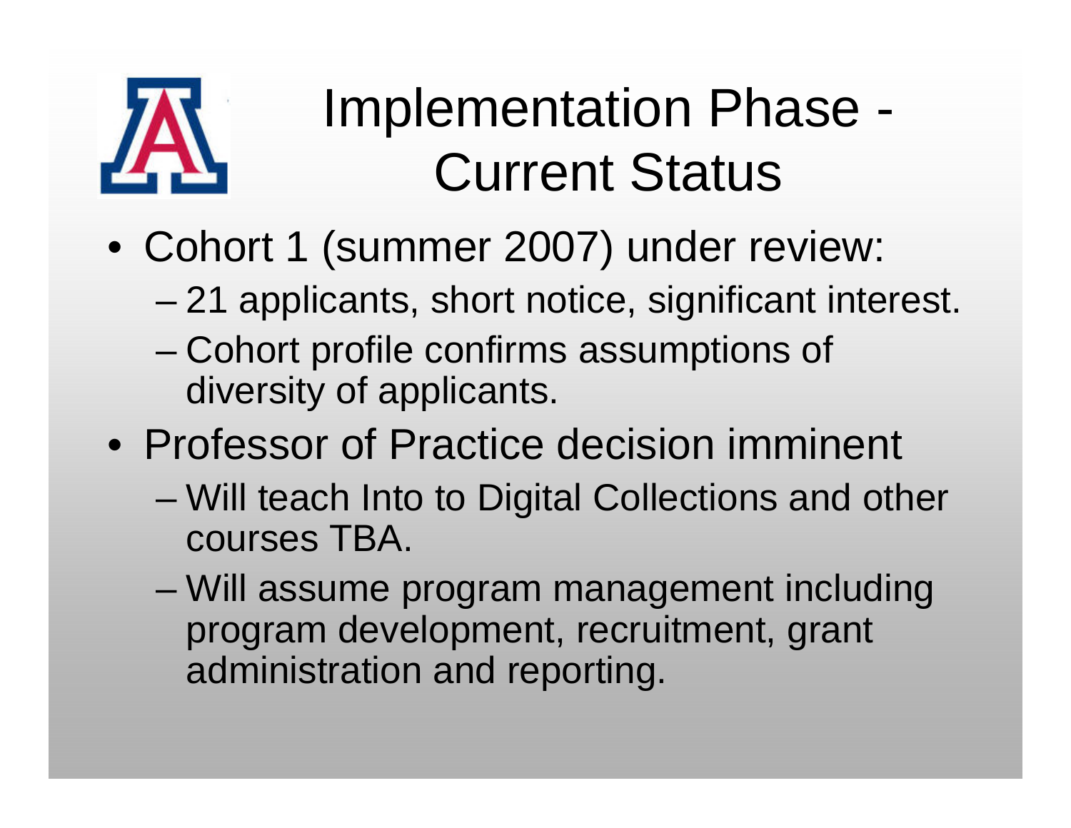# Implementation Phase - Current Status

- Cohort 1 (summer 2007) under review:
  - 21 applicants, short notice, significant interest.
  - Cohort profile confirms assumptions of diversity of applicants.
- Professor of Practice decision imminent
  - Will teach Into to Digital Collections and other courses TBA.
  - Will assume program management including program development, recruitment, grant administration and reporting.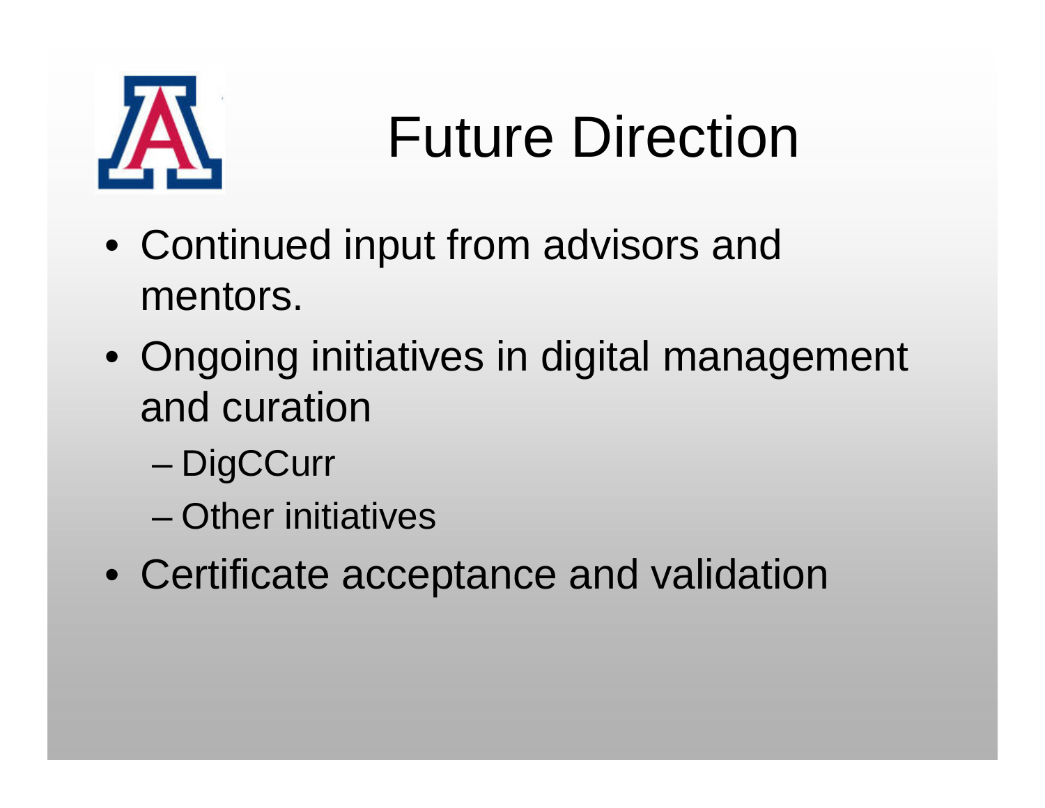# Future Direction

- Continued input from advisors and mentors.
- Ongoing initiatives in digital management and curation
  - DigCCurr
  - Other initiatives
- Certificate acceptance and validation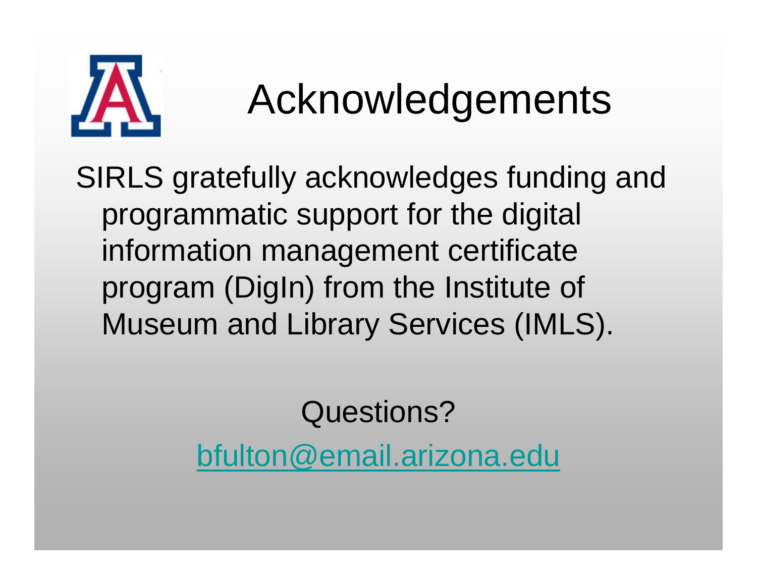# Acknowledgements

SIRLS gratefully acknowledges funding and programmatic support for the digital information management certificate program (DigIn) from the Institute of Museum and Library Services (IMLS).

Questions?

bfulton@email.arizona.edu